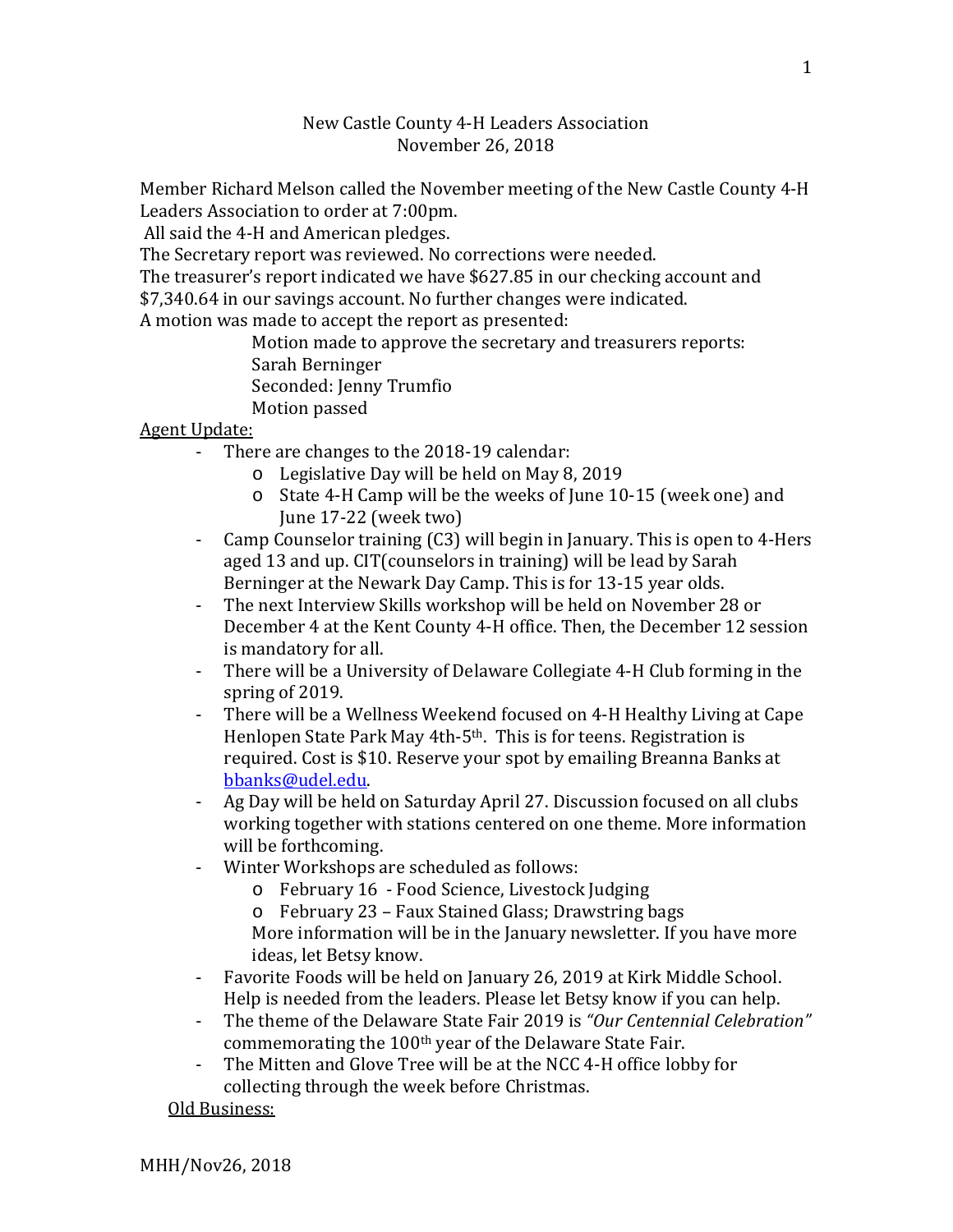New Castle County 4-H Leaders Association
November 26, 2018

Member Richard Melson called the November meeting of the New Castle County 4-H Leaders Association to order at 7:00pm.

All said the 4-H and American pledges.

The Secretary report was reviewed. No corrections were needed.

The treasurer's report indicated we have $627.85 in our checking account and $7,340.64 in our savings account. No further changes were indicated.

A motion was made to accept the report as presented:

> Motion made to approve the secretary and treasurers reports: Sarah Berninger
> Seconded: Jenny Trumfio
> Motion passed

<u>Agent Update:</u>

- There are changes to the 2018-19 calendar:
  - Legislative Day will be held on May 8, 2019
  - State 4-H Camp will be the weeks of June 10-15 (week one) and June 17-22 (week two)
- Camp Counselor training (C3) will begin in January. This is open to 4-Hers aged 13 and up. CIT(counselors in training) will be lead by Sarah Berninger at the Newark Day Camp. This is for 13-15 year olds.
- The next Interview Skills workshop will be held on November 28 or December 4 at the Kent County 4-H office. Then, the December 12 session is mandatory for all.
- There will be a University of Delaware Collegiate 4-H Club forming in the spring of 2019.
- There will be a Wellness Weekend focused on 4-H Healthy Living at Cape Henlopen State Park May 4th-5th. This is for teens. Registration is required. Cost is $10. Reserve your spot by emailing Breanna Banks at bbanks@udel.edu.
- Ag Day will be held on Saturday April 27. Discussion focused on all clubs working together with stations centered on one theme. More information will be forthcoming.
- Winter Workshops are scheduled as follows:
  - February 16 - Food Science, Livestock Judging
  - February 23 – Faux Stained Glass; Drawstring bags

  More information will be in the January newsletter. If you have more ideas, let Betsy know.
- Favorite Foods will be held on January 26, 2019 at Kirk Middle School. Help is needed from the leaders. Please let Betsy know if you can help.
- The theme of the Delaware State Fair 2019 is *"Our Centennial Celebration"* commemorating the 100th year of the Delaware State Fair.
- The Mitten and Glove Tree will be at the NCC 4-H office lobby for collecting through the week before Christmas.

<u>Old Business:</u>

MHH/Nov26, 2018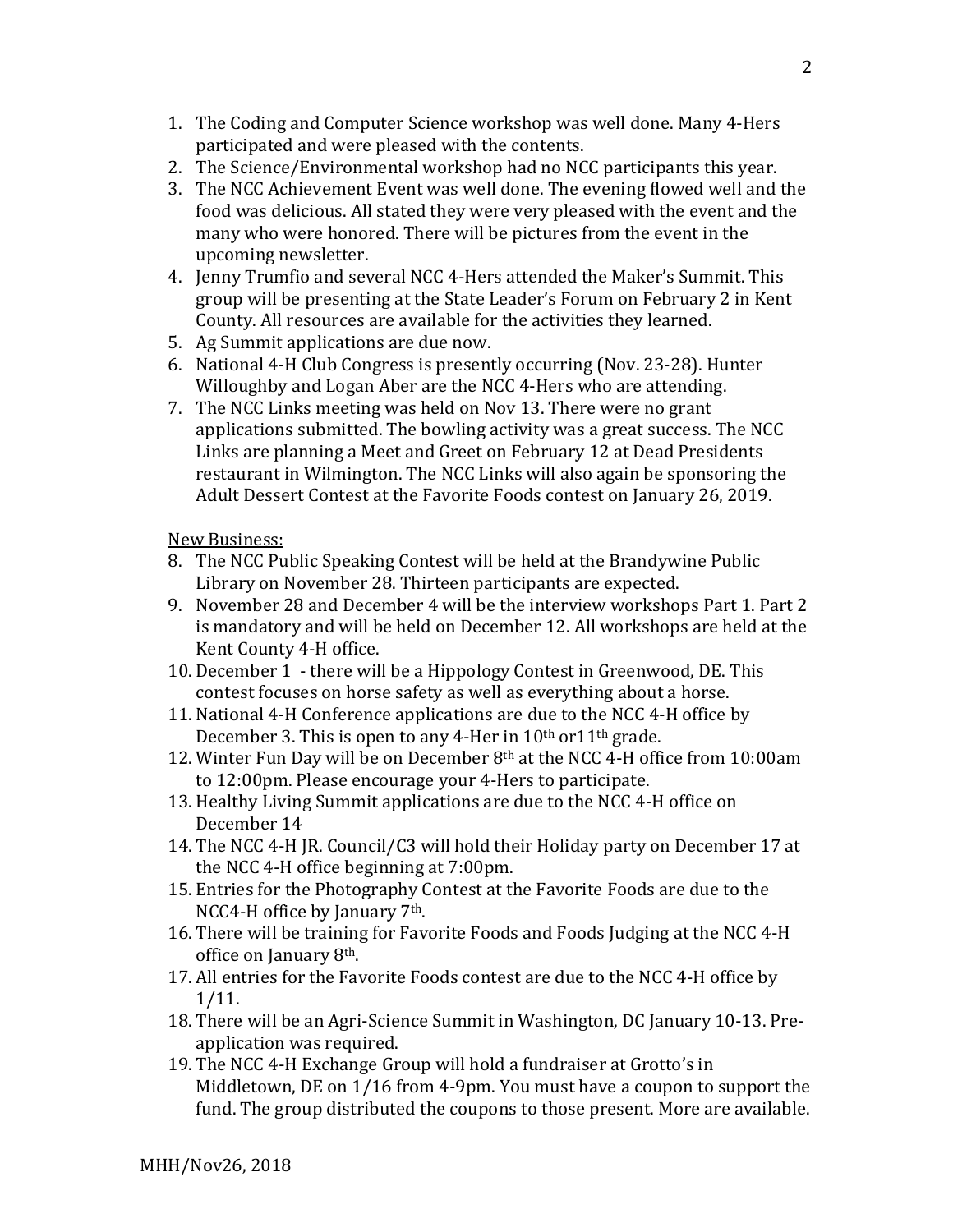1. The Coding and Computer Science workshop was well done. Many 4-Hers participated and were pleased with the contents.
2. The Science/Environmental workshop had no NCC participants this year.
3. The NCC Achievement Event was well done. The evening flowed well and the food was delicious. All stated they were very pleased with the event and the many who were honored. There will be pictures from the event in the upcoming newsletter.
4. Jenny Trumfio and several NCC 4-Hers attended the Maker's Summit. This group will be presenting at the State Leader's Forum on February 2 in Kent County. All resources are available for the activities they learned.
5. Ag Summit applications are due now.
6. National 4-H Club Congress is presently occurring (Nov. 23-28). Hunter Willoughby and Logan Aber are the NCC 4-Hers who are attending.
7. The NCC Links meeting was held on Nov 13. There were no grant applications submitted. The bowling activity was a great success. The NCC Links are planning a Meet and Greet on February 12 at Dead Presidents restaurant in Wilmington. The NCC Links will also again be sponsoring the Adult Dessert Contest at the Favorite Foods contest on January 26, 2019.

<u>New Business:</u>

8. The NCC Public Speaking Contest will be held at the Brandywine Public Library on November 28. Thirteen participants are expected.
9. November 28 and December 4 will be the interview workshops Part 1. Part 2 is mandatory and will be held on December 12. All workshops are held at the Kent County 4-H office.
10. December 1 - there will be a Hippology Contest in Greenwood, DE. This contest focuses on horse safety as well as everything about a horse.
11. National 4-H Conference applications are due to the NCC 4-H office by December 3. This is open to any 4-Her in 10th or11th grade.
12. Winter Fun Day will be on December 8th at the NCC 4-H office from 10:00am to 12:00pm. Please encourage your 4-Hers to participate.
13. Healthy Living Summit applications are due to the NCC 4-H office on December 14
14. The NCC 4-H JR. Council/C3 will hold their Holiday party on December 17 at the NCC 4-H office beginning at 7:00pm.
15. Entries for the Photography Contest at the Favorite Foods are due to the NCC4-H office by January 7th.
16. There will be training for Favorite Foods and Foods Judging at the NCC 4-H office on January 8th.
17. All entries for the Favorite Foods contest are due to the NCC 4-H office by 1/11.
18. There will be an Agri-Science Summit in Washington, DC January 10-13. Pre-application was required.
19. The NCC 4-H Exchange Group will hold a fundraiser at Grotto's in Middletown, DE on 1/16 from 4-9pm. You must have a coupon to support the fund. The group distributed the coupons to those present. More are available.

MHH/Nov26, 2018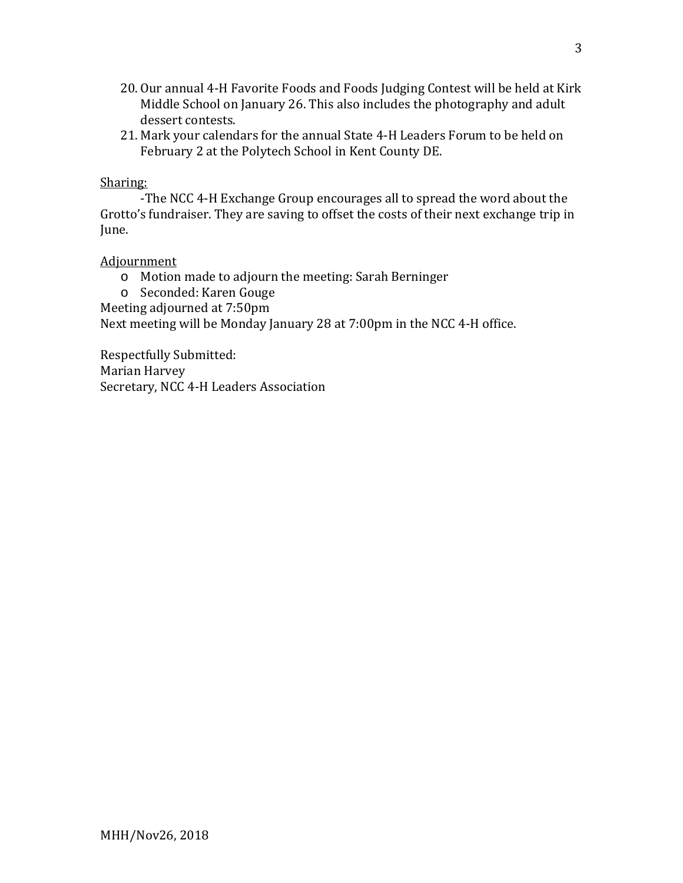20. Our annual 4-H Favorite Foods and Foods Judging Contest will be held at Kirk Middle School on January 26. This also includes the photography and adult dessert contests.
21. Mark your calendars for the annual State 4-H Leaders Forum to be held on February 2 at the Polytech School in Kent County DE.

<u>Sharing:</u>

-The NCC 4-H Exchange Group encourages all to spread the word about the Grotto's fundraiser. They are saving to offset the costs of their next exchange trip in June.

<u>Adjournment</u>

- Motion made to adjourn the meeting: Sarah Berninger
- Seconded: Karen Gouge

Meeting adjourned at 7:50pm
Next meeting will be Monday January 28 at 7:00pm in the NCC 4-H office.

Respectfully Submitted:
Marian Harvey
Secretary, NCC 4-H Leaders Association

MHH/Nov26, 2018